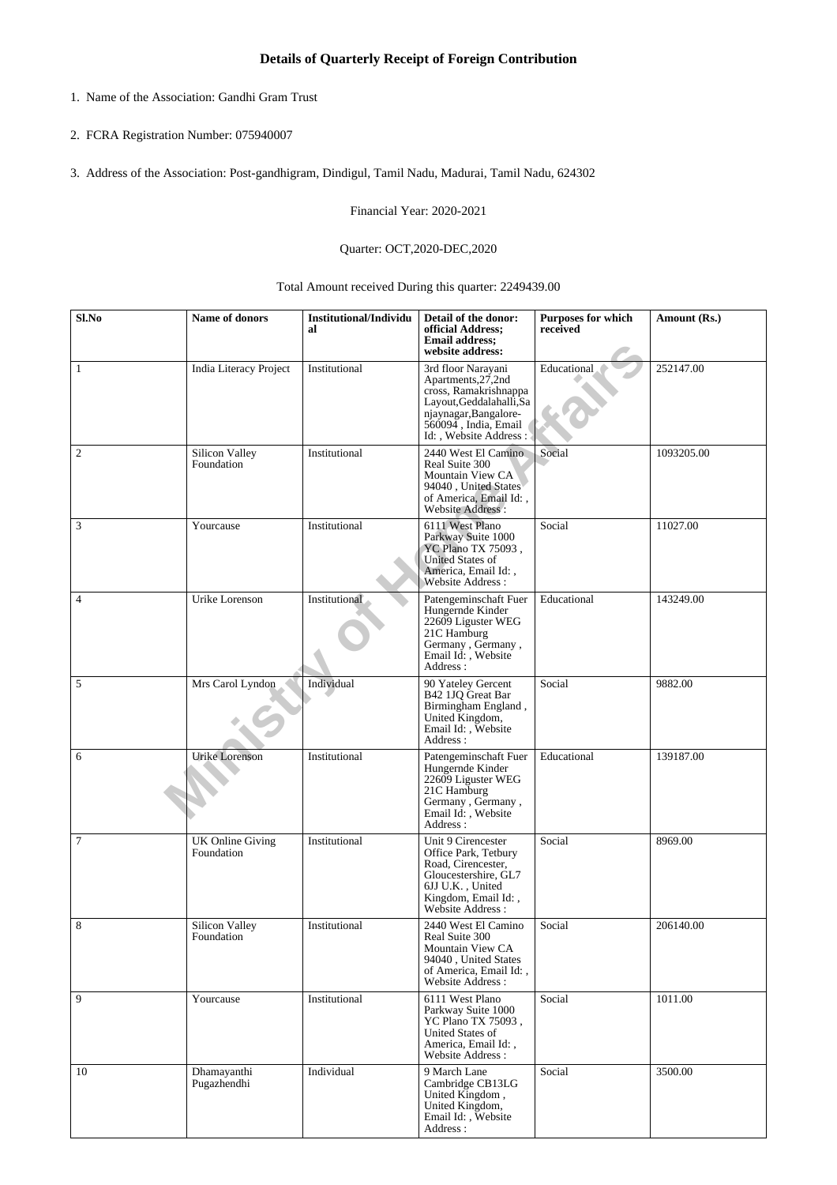# Details of Quarterly Receipt of Foreign Contribution

1. Name of the Association: Gandhi Gram Trust
2. FCRA Registration Number: 075940007
3. Address of the Association: Post-gandhigram, Dindigul, Tamil Nadu, Madurai, Tamil Nadu, 624302

Financial Year: 2020-2021

Quarter: OCT,2020-DEC,2020

Total Amount received During this quarter: 2249439.00

| Sl.No | Name of donors | Institutional/Individual | Detail of the donor: official Address; Email address; website address: | Purposes for which received | Amount (Rs.) |
|---|---|---|---|---|---|
| 1 | India Literacy Project | Institutional | 3rd floor Narayani Apartments,27,2nd cross, Ramakrishnappa Layout,Geddalahalli,Sanjaynagar,Bangalore-560094 , India, Email Id: , Website Address : | Educational | 252147.00 |
| 2 | Silicon Valley Foundation | Institutional | 2440 West El Camino Real Suite 300 Mountain View CA 94040 , United States of America, Email Id: , Website Address : | Social | 1093205.00 |
| 3 | Yourcause | Institutional | 6111 West Plano Parkway Suite 1000 YC Plano TX 75093 , United States of America, Email Id: , Website Address : | Social | 11027.00 |
| 4 | Urike Lorenson | Institutional | Patengeminschaft Fuer Hungernde Kinder 22609 Liguster WEG 21C Hamburg Germany , Germany , Email Id: , Website Address : | Educational | 143249.00 |
| 5 | Mrs Carol Lyndon | Individual | 90 Yateley Gercent B42 1JQ Great Bar Birmingham England , United Kingdom, Email Id: , Website Address : | Social | 9882.00 |
| 6 | Urike Lorenson | Institutional | Patengeminschaft Fuer Hungernde Kinder 22609 Liguster WEG 21C Hamburg Germany , Germany , Email Id: , Website Address : | Educational | 139187.00 |
| 7 | UK Online Giving Foundation | Institutional | Unit 9 Cirencester Office Park, Tetbury Road, Cirencester, Gloucestershire, GL7 6JJ U.K. , United Kingdom, Email Id: , Website Address : | Social | 8969.00 |
| 8 | Silicon Valley Foundation | Institutional | 2440 West El Camino Real Suite 300 Mountain View CA 94040 , United States of America, Email Id: , Website Address : | Social | 206140.00 |
| 9 | Yourcause | Institutional | 6111 West Plano Parkway Suite 1000 YC Plano TX 75093 , United States of America, Email Id: , Website Address : | Social | 1011.00 |
| 10 | Dhamayanthi Pugazhendhi | Individual | 9 March Lane Cambridge CB13LG United Kingdom , United Kingdom, Email Id: , Website Address : | Social | 3500.00 |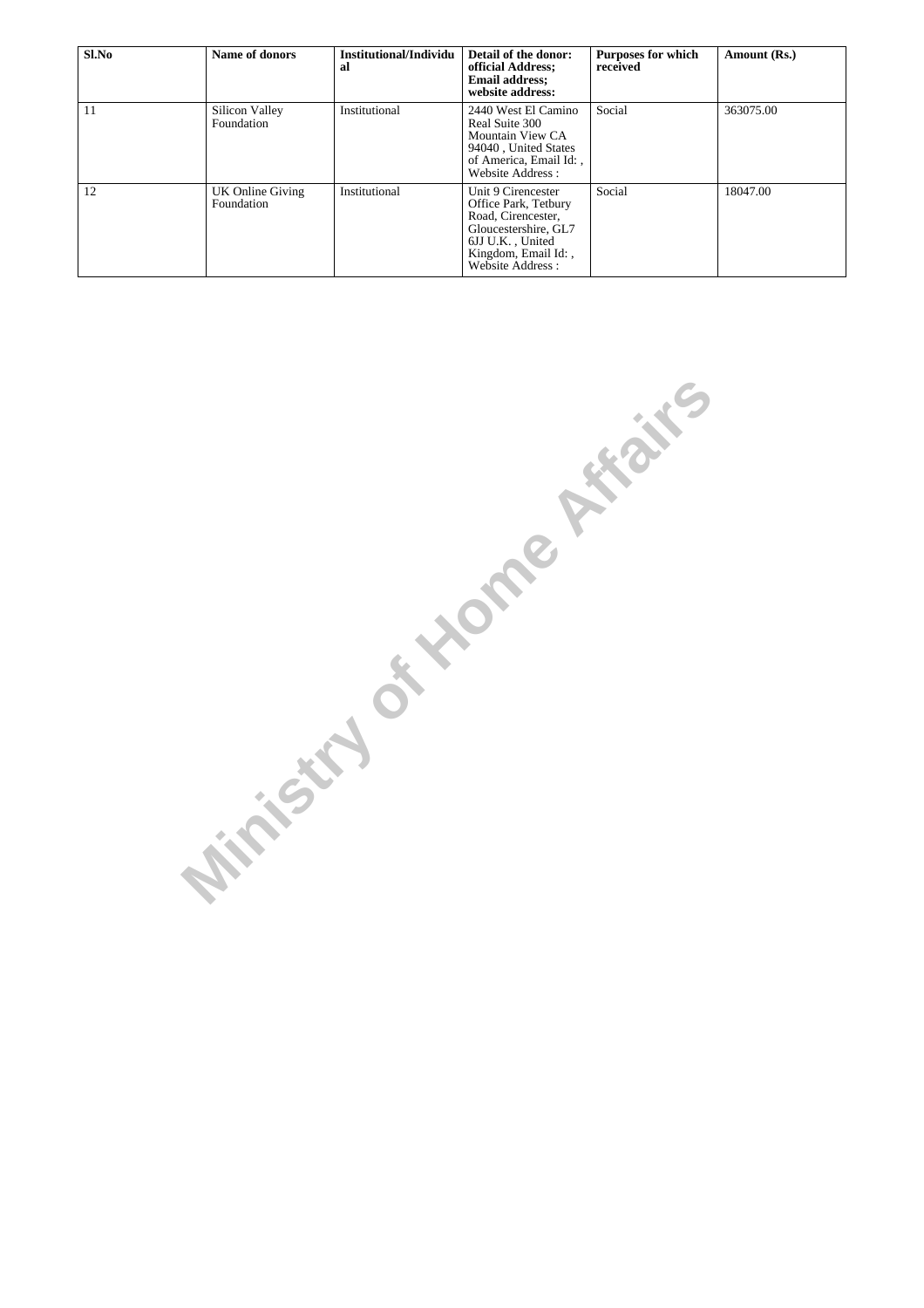| Sl.No | Name of donors | Institutional/Individual | Detail of the donor: official Address; Email address; website address: | Purposes for which received | Amount (Rs.) |
|---|---|---|---|---|---|
| 11 | Silicon Valley Foundation | Institutional | 2440 West El Camino Real Suite 300 Mountain View CA 94040 , United States of America, Email Id: , Website Address : | Social | 363075.00 |
| 12 | UK Online Giving Foundation | Institutional | Unit 9 Cirencester Office Park, Tetbury Road, Cirencester, Gloucestershire, GL7 6JJ U.K. , United Kingdom, Email Id: , Website Address : | Social | 18047.00 |